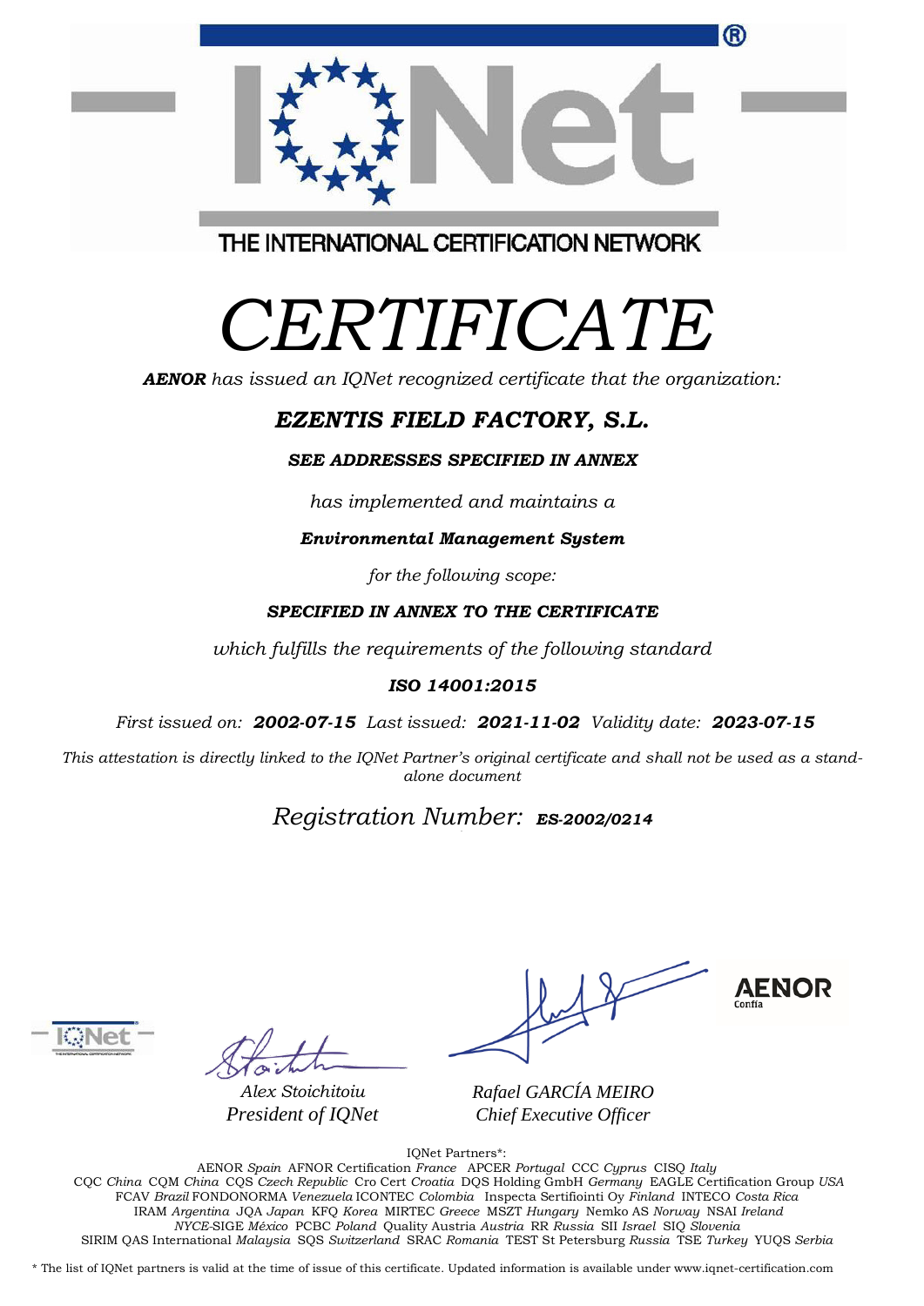THE INTERNATIONAL CERTIFICATION NETWORK

# *CERTIFICATE*

***AENOR*** *has issued an IQNet recognized certificate that the organization:*

## ***EZENTIS FIELD FACTORY, S.L.***

***SEE ADDRESSES SPECIFIED IN ANNEX***

*has implemented and maintains a*

***Environmental Management System***

*for the following scope:*

***SPECIFIED IN ANNEX TO THE CERTIFICATE***

*which fulfills the requirements of the following standard*

***ISO 14001:2015***

*First issued on:* ***2002-07-15*** *Last issued:* ***2021-11-02*** *Validity date:* ***2023-07-15***

*This attestation is directly linked to the IQNet Partner's original certificate and shall not be used as a stand-alone document*

*Registration Number:* ***ES-2002/0214***

*Alex Stoichitoiu*
*President of IQNet*

*Rafael GARCÍA MEIRO*
*Chief Executive Officer*

AENOR Confía

IQNet Partners*:

AENOR *Spain* AFNOR Certification *France* APCER *Portugal* CCC *Cyprus* CISQ *Italy*
CQC *China* CQM *China* CQS *Czech Republic* Cro Cert *Croatia* DQS Holding GmbH *Germany* EAGLE Certification Group *USA*
FCAV *Brazil* FONDONORMA *Venezuela* ICONTEC *Colombia* Inspecta Sertifiointi Oy *Finland* INTECO *Costa Rica*
IRAM *Argentina* JQA *Japan* KFQ *Korea* MIRTEC *Greece* MSZT *Hungary* Nemko AS *Norway* NSAI *Ireland*
*NYCE*-SIGE *México* PCBC *Poland* Quality Austria *Austria* RR *Russia* SII *Israel* SIQ *Slovenia*
SIRIM QAS International *Malaysia* SQS *Switzerland* SRAC *Romania* TEST St Petersburg *Russia* TSE *Turkey* YUQS *Serbia*

\* The list of IQNet partners is valid at the time of issue of this certificate. Updated information is available under www.iqnet-certification.com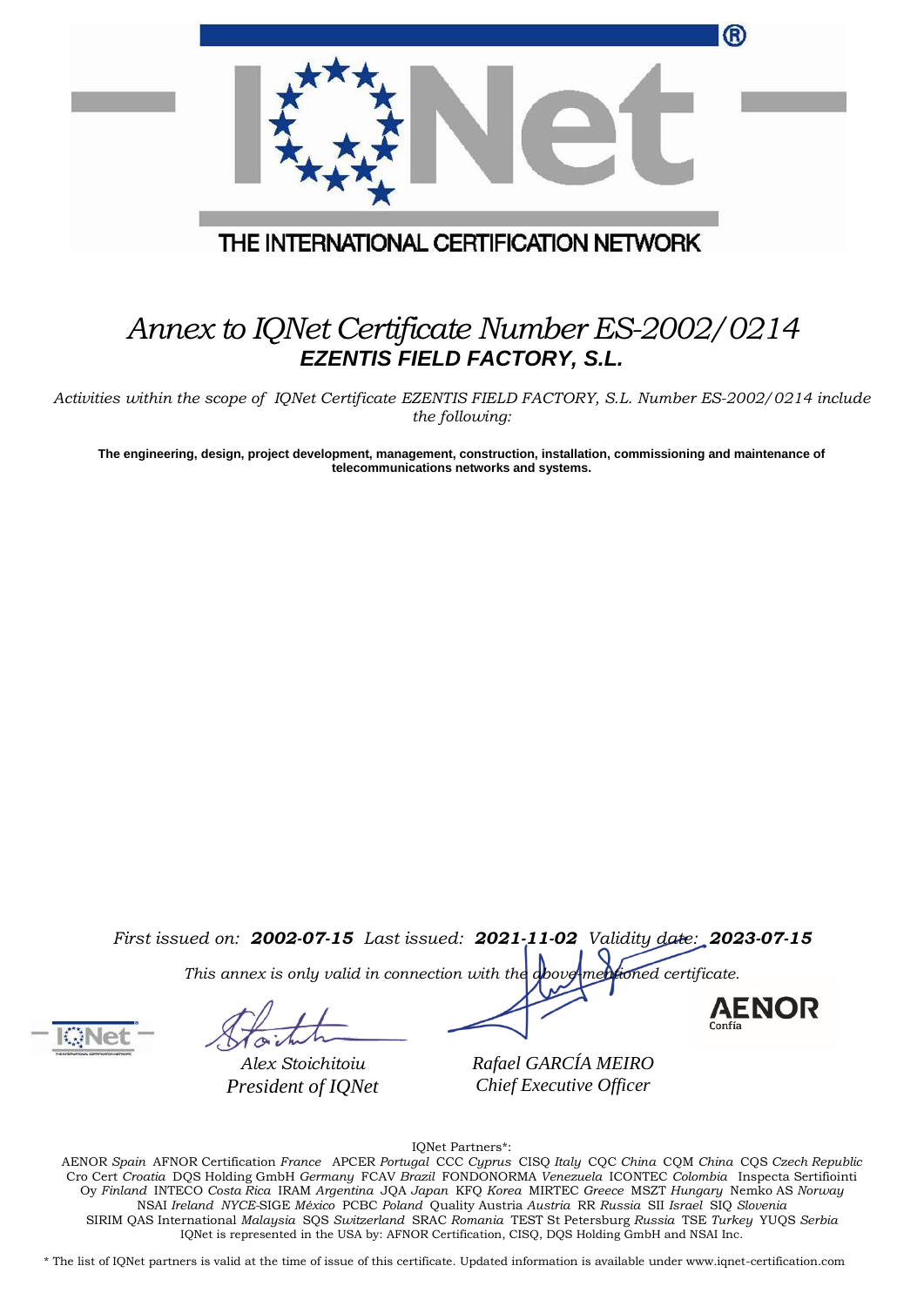THE INTERNATIONAL CERTIFICATION NETWORK

# *Annex to IQNet Certificate Number ES-2002/0214*

## ***EZENTIS FIELD FACTORY, S.L.***

*Activities within the scope of IQNet Certificate EZENTIS FIELD FACTORY, S.L. Number ES-2002/0214 include the following:*

**The engineering, design, project development, management, construction, installation, commissioning and maintenance of telecommunications networks and systems.**

*First issued on:* ***2002-07-15*** *Last issued:* ***2021-11-02*** *Validity date:* ***2023-07-15***

*This annex is only valid in connection with the above-mentioned certificate.*

AENOR Confía

*Alex Stoichitoiu*
*President of IQNet*

*Rafael GARCÍA MEIRO*
*Chief Executive Officer*

IQNet Partners*:

AENOR *Spain* AFNOR Certification *France* APCER *Portugal* CCC *Cyprus* CISQ *Italy* CQC *China* CQM *China* CQS *Czech Republic* Cro Cert *Croatia* DQS Holding GmbH *Germany* FCAV *Brazil* FONDONORMA *Venezuela* ICONTEC *Colombia* Inspecta Sertifiointi Oy *Finland* INTECO *Costa Rica* IRAM *Argentina* JQA *Japan* KFQ *Korea* MIRTEC *Greece* MSZT *Hungary* Nemko AS *Norway* NSAI *Ireland* *NYCE*-SIGE *México* PCBC *Poland* Quality Austria *Austria* RR *Russia* SII *Israel* SIQ *Slovenia* SIRIM QAS International *Malaysia* SQS *Switzerland* SRAC *Romania* TEST St Petersburg *Russia* TSE *Turkey* YUQS *Serbia*
IQNet is represented in the USA by: AFNOR Certification, CISQ, DQS Holding GmbH and NSAI Inc.

* The list of IQNet partners is valid at the time of issue of this certificate. Updated information is available under www.iqnet-certification.com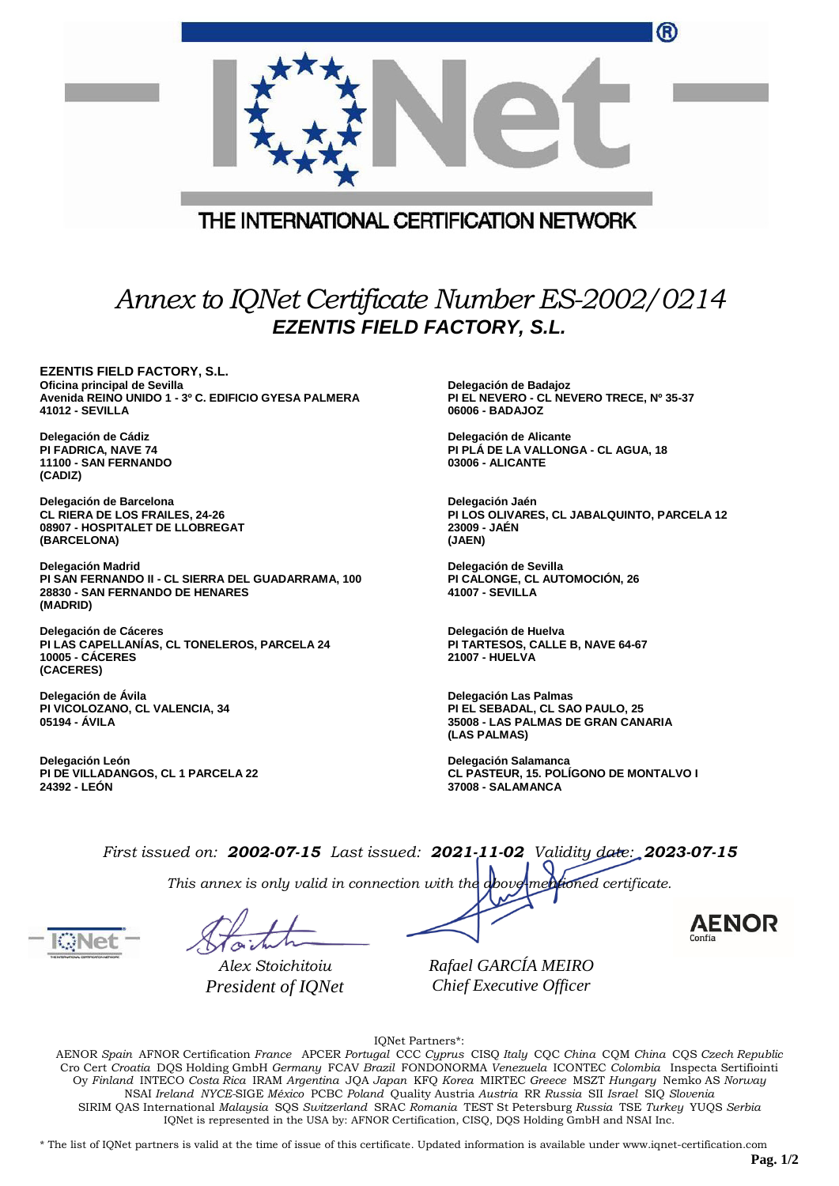THE INTERNATIONAL CERTIFICATION NETWORK

# *Annex to IQNet Certificate Number ES-2002/0214*

## *EZENTIS FIELD FACTORY, S.L.*

**EZENTIS FIELD FACTORY, S.L.**
**Oficina principal de Sevilla**
**Avenida REINO UNIDO 1 - 3º C. EDIFICIO GYESA PALMERA**
**41012 - SEVILLA**

**Delegación de Cádiz**
**PI FADRICA, NAVE 74**
**11100 - SAN FERNANDO**
**(CADIZ)**

**Delegación de Barcelona**
**CL RIERA DE LOS FRAILES, 24-26**
**08907 - HOSPITALET DE LLOBREGAT**
**(BARCELONA)**

**Delegación Madrid**
**PI SAN FERNANDO II - CL SIERRA DEL GUADARRAMA, 100**
**28830 - SAN FERNANDO DE HENARES**
**(MADRID)**

**Delegación de Cáceres**
**PI LAS CAPELLANÍAS, CL TONELEROS, PARCELA 24**
**10005 - CÁCERES**
**(CACERES)**

**Delegación de Ávila**
**PI VICOLOZANO, CL VALENCIA, 34**
**05194 - ÁVILA**

**Delegación León**
**PI DE VILLADANGOS, CL 1 PARCELA 22**
**24392 - LEÓN**

**Delegación de Badajoz**
**PI EL NEVERO - CL NEVERO TRECE, Nº 35-37**
**06006 - BADAJOZ**

**Delegación de Alicante**
**PI PLÁ DE LA VALLONGA - CL AGUA, 18**
**03006 - ALICANTE**

**Delegación Jaén**
**PI LOS OLIVARES, CL JABALQUINTO, PARCELA 12**
**23009 - JAÉN**
**(JAEN)**

**Delegación de Sevilla**
**PI CALONGE, CL AUTOMOCIÓN, 26**
**41007 - SEVILLA**

**Delegación de Huelva**
**PI TARTESOS, CALLE B, NAVE 64-67**
**21007 - HUELVA**

**Delegación Las Palmas**
**PI EL SEBADAL, CL SAO PAULO, 25**
**35008 - LAS PALMAS DE GRAN CANARIA**
**(LAS PALMAS)**

**Delegación Salamanca**
**CL PASTEUR, 15. POLÍGONO DE MONTALVO I**
**37008 - SALAMANCA**

*First issued on:* ***2002-07-15*** *Last issued:* ***2021-11-02*** *Validity date:* ***2023-07-15***

*This annex is only valid in connection with the above-mentioned certificate.*

*Alex Stoichitoiu*
*President of IQNet*

*Rafael GARCÍA MEIRO*
*Chief Executive Officer*

AENOR Confía

IQNet Partners*:

AENOR *Spain* AFNOR Certification *France* APCER *Portugal* CCC *Cyprus* CISQ *Italy* CQC *China* CQM *China* CQS *Czech Republic* Cro Cert *Croatia* DQS Holding GmbH *Germany* FCAV *Brazil* FONDONORMA *Venezuela* ICONTEC *Colombia* Inspecta Sertifiointi Oy *Finland* INTECO *Costa Rica* IRAM *Argentina* JQA *Japan* KFQ *Korea* MIRTEC *Greece* MSZT *Hungary* Nemko AS *Norway* NSAI *Ireland* *NYCE*-SIGE *México* PCBC *Poland* Quality Austria *Austria* RR *Russia* SII *Israel* SIQ *Slovenia* SIRIM QAS International *Malaysia* SQS *Switzerland* SRAC *Romania* TEST St Petersburg *Russia* TSE *Turkey* YUQS *Serbia* IQNet is represented in the USA by: AFNOR Certification, CISQ, DQS Holding GmbH and NSAI Inc.

\* The list of IQNet partners is valid at the time of issue of this certificate. Updated information is available under www.iqnet-certification.com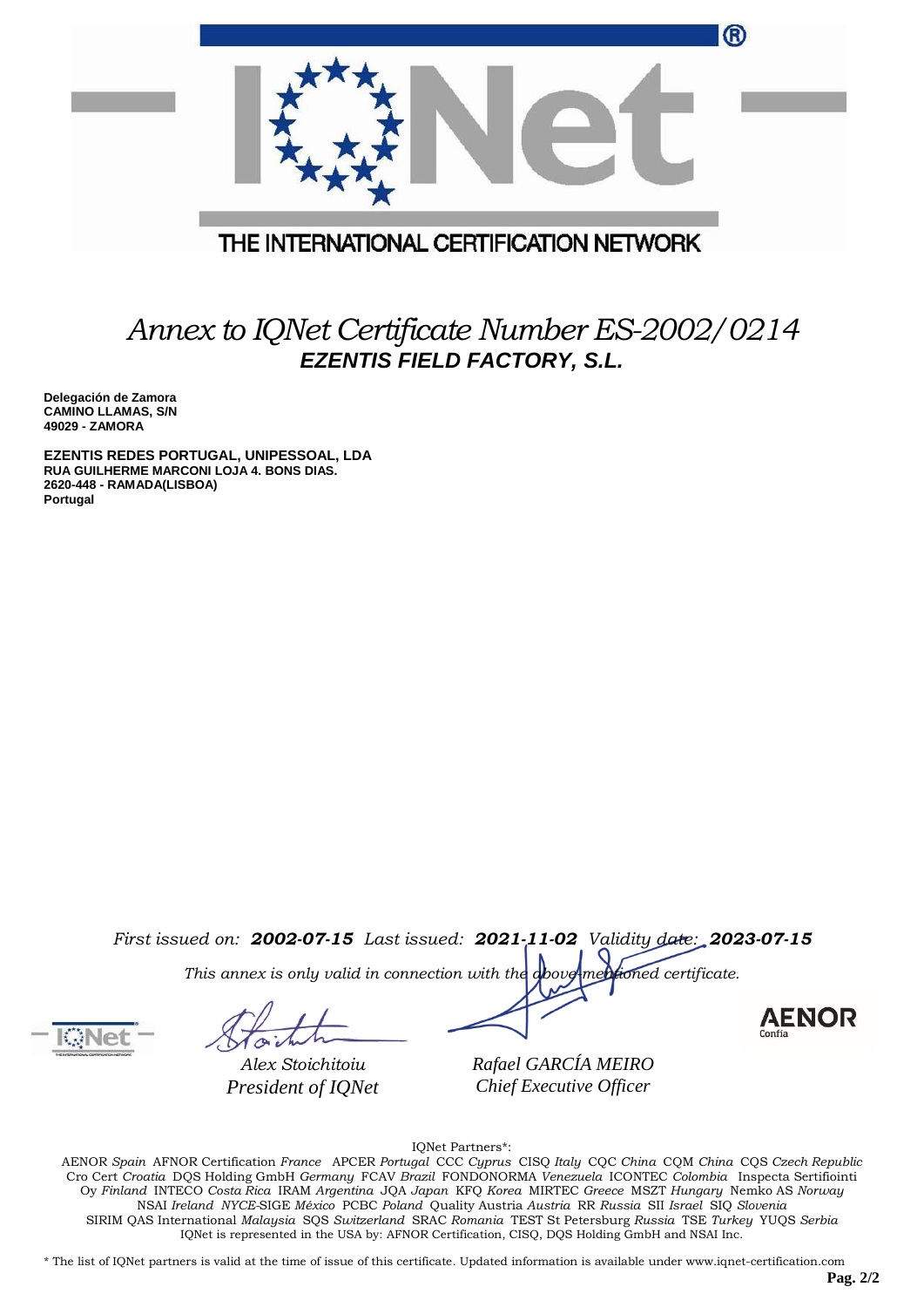THE INTERNATIONAL CERTIFICATION NETWORK

# *Annex to IQNet Certificate Number ES-2002/0214*

## ***EZENTIS FIELD FACTORY, S.L.***

**Delegación de Zamora**
**CAMINO LLAMAS, S/N**
**49029 - ZAMORA**

**EZENTIS REDES PORTUGAL, UNIPESSOAL, LDA**
**RUA GUILHERME MARCONI LOJA 4. BONS DIAS.**
**2620-448 - RAMADA(LISBOA)**
**Portugal**

*First issued on:* ***2002-07-15*** *Last issued:* ***2021-11-02*** *Validity date:* ***2023-07-15***

*This annex is only valid in connection with the above-mentioned certificate.*

*Alex Stoichitoiu*
*President of IQNet*

*Rafael GARCÍA MEIRO*
*Chief Executive Officer*

AENOR
Confía

IQNet Partners*:

AENOR *Spain* AFNOR Certification *France* APCER *Portugal* CCC *Cyprus* CISQ *Italy* CQC *China* CQM *China* CQS *Czech Republic* Cro Cert *Croatia* DQS Holding GmbH *Germany* FCAV *Brazil* FONDONORMA *Venezuela* ICONTEC *Colombia* Inspecta Sertifiointi Oy *Finland* INTECO *Costa Rica* IRAM *Argentina* JQA *Japan* KFQ *Korea* MIRTEC *Greece* MSZT *Hungary* Nemko AS *Norway* NSAI *Ireland* *NYCE*-SIGE *México* PCBC *Poland* Quality Austria *Austria* RR *Russia* SII *Israel* SIQ *Slovenia* SIRIM QAS International *Malaysia* SQS *Switzerland* SRAC *Romania* TEST St Petersburg *Russia* TSE *Turkey* YUQS *Serbia* IQNet is represented in the USA by: AFNOR Certification, CISQ, DQS Holding GmbH and NSAI Inc.

* The list of IQNet partners is valid at the time of issue of this certificate. Updated information is available under www.iqnet-certification.com